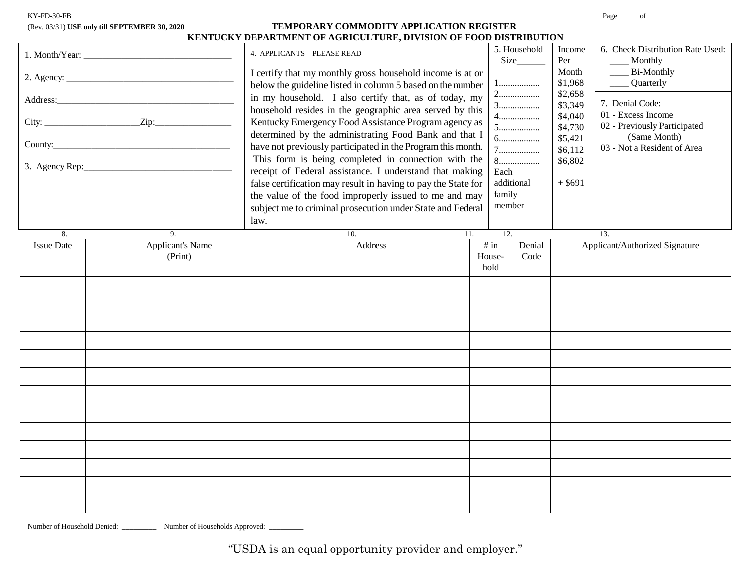KY-FD-30-FB

(Rev. 03/31) **USE only till SEPTEMBER 30, 2020**

Page _____ of ______

# TEMPORARY COMMODITY APPLICATION REGISTER
## KENTUCKY DEPARTMENT OF AGRICULTURE, DIVISION OF FOOD DISTRIBUTION

1. Month/Year: ______________________________

2. Agency: ______________________________

Address: ______________________________

City: ____________________ Zip: ________________

County: ______________________________

3. Agency Rep: ______________________________

4. APPLICANTS – PLEASE READ

I certify that my monthly gross household income is at or below the guideline listed in column 5 based on the number in my household. I also certify that, as of today, my household resides in the geographic area served by this Kentucky Emergency Food Assistance Program agency as determined by the administrating Food Bank and that I have not previously participated in the Program this month. This form is being completed in connection with the receipt of Federal assistance. I understand that making false certification may result in having to pay the State for the value of the food improperly issued to me and may subject me to criminal prosecution under State and Federal law.

| 5. Household Size______ | Income Per Month |
|---|---|
| 1................. | $1,968 |
| 2................. | $2,658 |
| 3................. | $3,349 |
| 4................. | $4,040 |
| 5................. | $4,730 |
| 6................. | $5,421 |
| 7................. | $6,112 |
| 8................. | $6,802 |
| Each additional family member | + $691 |

6. Check Distribution Rate Used:
____ Monthly
____ Bi-Monthly
____ Quarterly

7. Denial Code:
01 - Excess Income
02 - Previously Participated (Same Month)
03 - Not a Resident of Area

| 8. Issue Date | 9. Applicant's Name (Print) | 10. Address | 11. # in Household | 12. Denial Code | 13. Applicant/Authorized Signature |
|---|---|---|---|---|---|
| | | | | | |
| | | | | | |
| | | | | | |
| | | | | | |
| | | | | | |
| | | | | | |
| | | | | | |
| | | | | | |
| | | | | | |
| | | | | | |
| | | | | | |
| | | | | | |
| | | | | | |

Number of Household Denied: _________ Number of Households Approved: _________

"USDA is an equal opportunity provider and employer."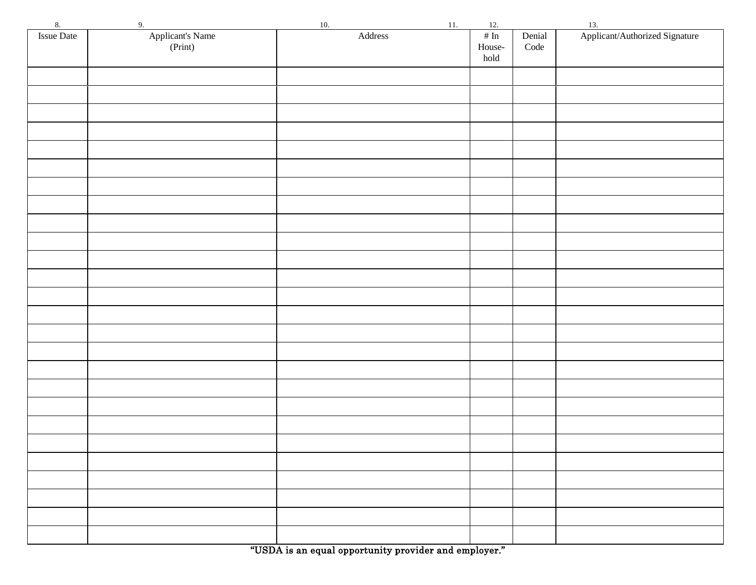| 8. Issue Date | 9. Applicant's Name (Print) | 10. Address | 11. # In House-hold | 12. Denial Code | 13. Applicant/Authorized Signature |
|---|---|---|---|---|---|
| | | | | | |
| | | | | | |
| | | | | | |
| | | | | | |
| | | | | | |
| | | | | | |
| | | | | | |
| | | | | | |
| | | | | | |
| | | | | | |
| | | | | | |
| | | | | | |
| | | | | | |
| | | | | | |
| | | | | | |
| | | | | | |
| | | | | | |
| | | | | | |
| | | | | | |
| | | | | | |
| | | | | | |
| | | | | | |
| | | | | | |
| | | | | | |
| | | | | | |
| | | | | | |

"USDA is an equal opportunity provider and employer."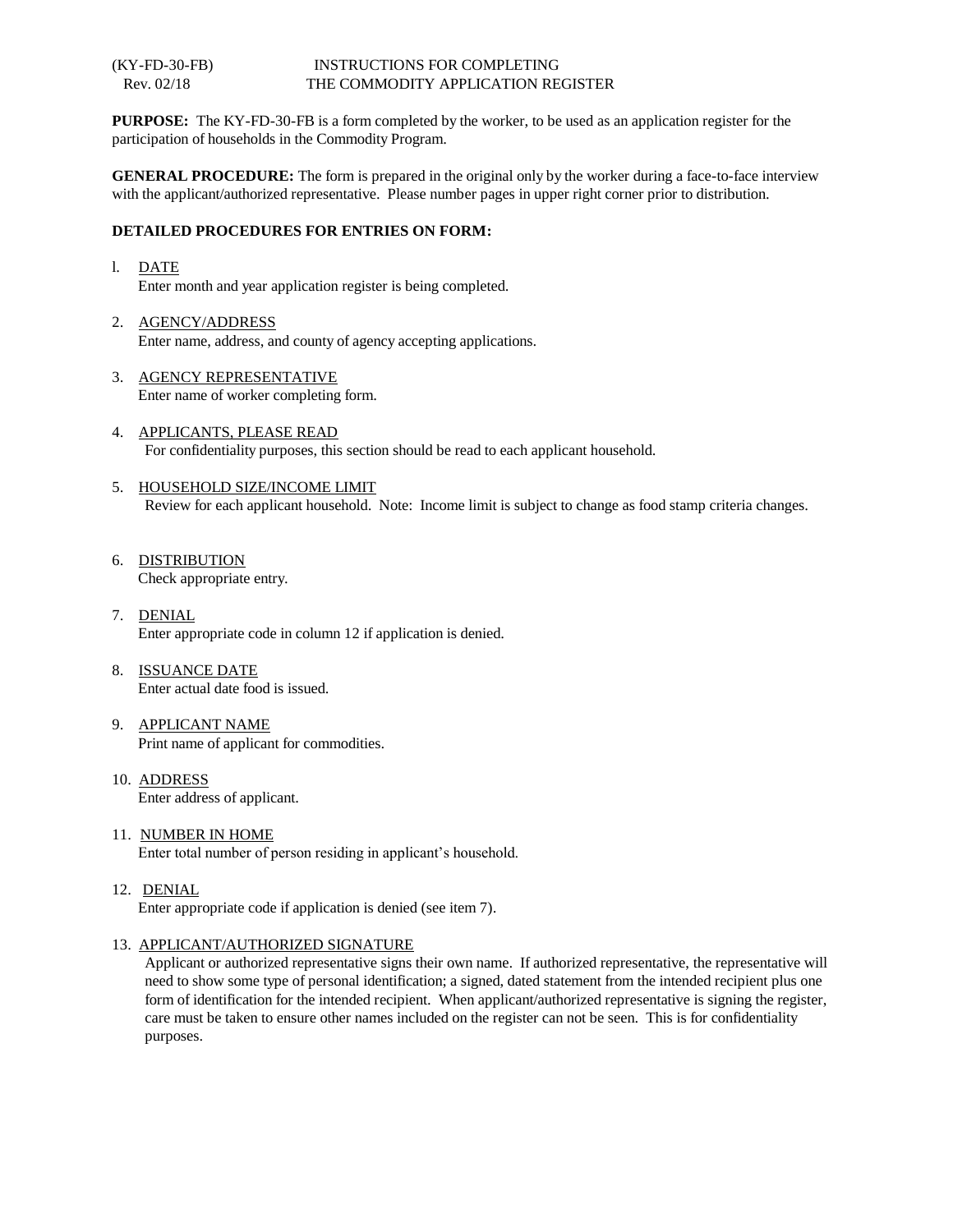(KY-FD-30-FB) INSTRUCTIONS FOR COMPLETING
Rev. 02/18 THE COMMODITY APPLICATION REGISTER

**PURPOSE:** The KY-FD-30-FB is a form completed by the worker, to be used as an application register for the participation of households in the Commodity Program.

**GENERAL PROCEDURE:** The form is prepared in the original only by the worker during a face-to-face interview with the applicant/authorized representative. Please number pages in upper right corner prior to distribution.

**DETAILED PROCEDURES FOR ENTRIES ON FORM:**

l. DATE
Enter month and year application register is being completed.

2. AGENCY/ADDRESS
Enter name, address, and county of agency accepting applications.

3. AGENCY REPRESENTATIVE
Enter name of worker completing form.

4. APPLICANTS, PLEASE READ
For confidentiality purposes, this section should be read to each applicant household.

5. HOUSEHOLD SIZE/INCOME LIMIT
Review for each applicant household. Note: Income limit is subject to change as food stamp criteria changes.

6. DISTRIBUTION
Check appropriate entry.

7. DENIAL
Enter appropriate code in column 12 if application is denied.

8. ISSUANCE DATE
Enter actual date food is issued.

9. APPLICANT NAME
Print name of applicant for commodities.

10. ADDRESS
Enter address of applicant.

11. NUMBER IN HOME
Enter total number of person residing in applicant's household.

12. DENIAL
Enter appropriate code if application is denied (see item 7).

13. APPLICANT/AUTHORIZED SIGNATURE
Applicant or authorized representative signs their own name. If authorized representative, the representative will need to show some type of personal identification; a signed, dated statement from the intended recipient plus one form of identification for the intended recipient. When applicant/authorized representative is signing the register, care must be taken to ensure other names included on the register can not be seen. This is for confidentiality purposes.